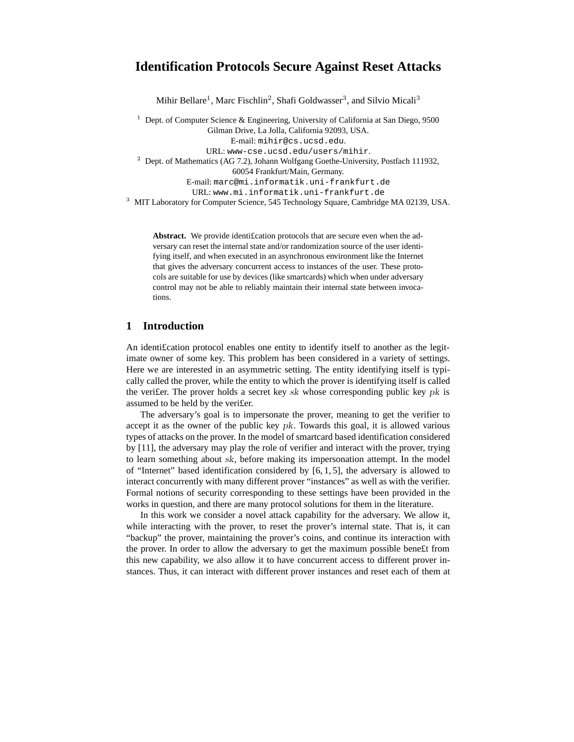# Identification Protocols Secure Against Reset Attacks

Mihir Bellare[1], Marc Fischlin[2], Shafi Goldwasser[3], and Silvio Micali[3]

[1] Dept. of Computer Science & Engineering, University of California at San Diego, 9500 Gilman Drive, La Jolla, California 92093, USA.
E-mail: mihir@cs.ucsd.edu.
URL: www-cse.ucsd.edu/users/mihir.

[2] Dept. of Mathematics (AG 7.2), Johann Wolfgang Goethe-University, Postfach 111932, 60054 Frankfurt/Main, Germany.
E-mail: marc@mi.informatik.uni-frankfurt.de
URL: www.mi.informatik.uni-frankfurt.de

[3] MIT Laboratory for Computer Science, 545 Technology Square, Cambridge MA 02139, USA.

**Abstract.** We provide identification protocols that are secure even when the adversary can reset the internal state and/or randomization source of the user identifying itself, and when executed in an asynchronous environment like the Internet that gives the adversary concurrent access to instances of the user. These protocols are suitable for use by devices (like smartcards) which when under adversary control may not be able to reliably maintain their internal state between invocations.

## 1 Introduction

An identification protocol enables one entity to identify itself to another as the legitimate owner of some key. This problem has been considered in a variety of settings. Here we are interested in an asymmetric setting. The entity identifying itself is typically called the prover, while the entity to which the prover is identifying itself is called the verifier. The prover holds a secret key $sk$ whose corresponding public key $pk$ is assumed to be held by the verifier.

The adversary's goal is to impersonate the prover, meaning to get the verifier to accept it as the owner of the public key $pk$. Towards this goal, it is allowed various types of attacks on the prover. In the model of smartcard based identification considered by [11], the adversary may play the role of verifier and interact with the prover, trying to learn something about $sk$, before making its impersonation attempt. In the model of "Internet" based identification considered by [6, 1, 5], the adversary is allowed to interact concurrently with many different prover "instances" as well as with the verifier. Formal notions of security corresponding to these settings have been provided in the works in question, and there are many protocol solutions for them in the literature.

In this work we consider a novel attack capability for the adversary. We allow it, while interacting with the prover, to reset the prover's internal state. That is, it can "backup" the prover, maintaining the prover's coins, and continue its interaction with the prover. In order to allow the adversary to get the maximum possible benefit from this new capability, we also allow it to have concurrent access to different prover instances. Thus, it can interact with different prover instances and reset each of them at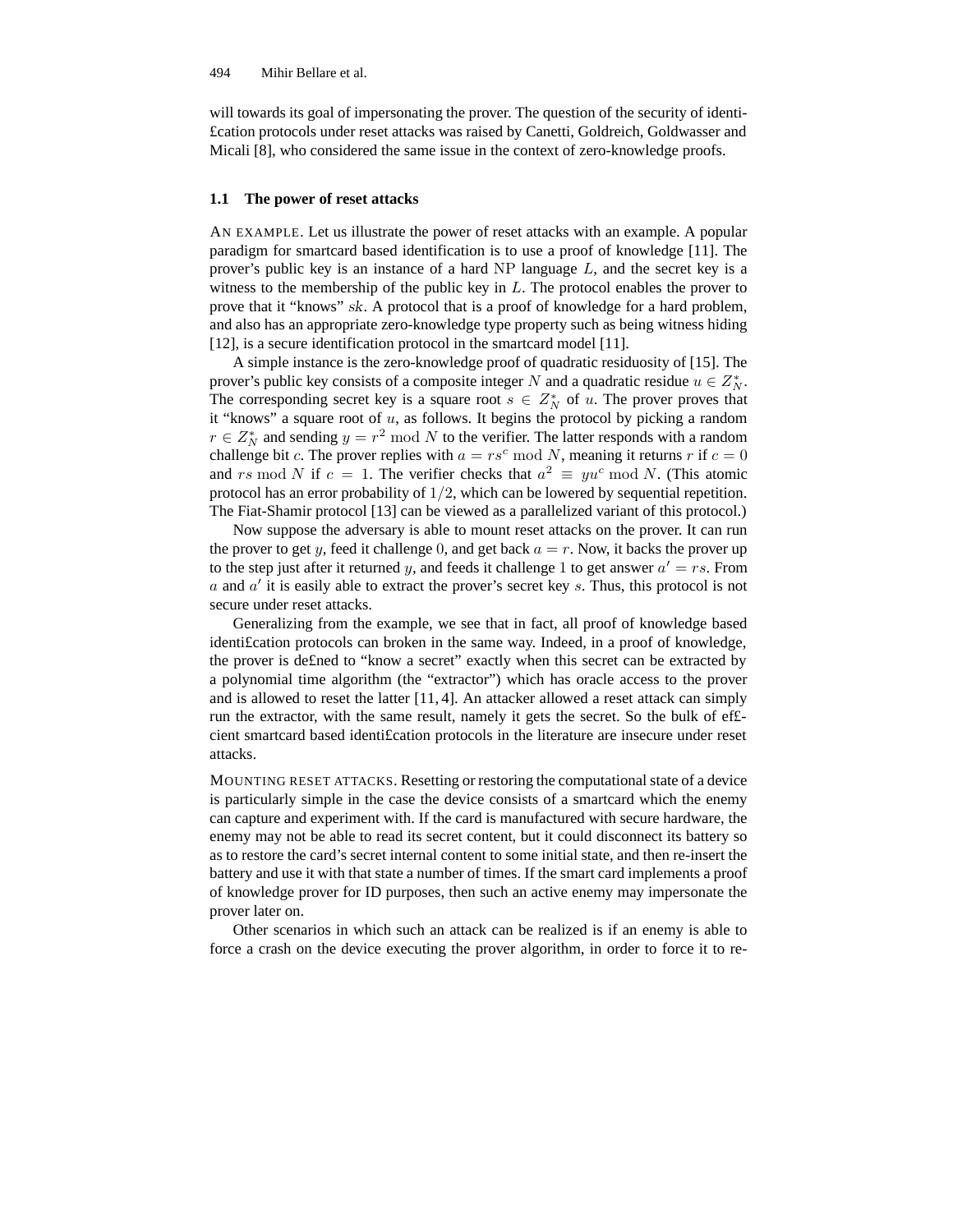will towards its goal of impersonating the prover. The question of the security of identi£cation protocols under reset attacks was raised by Canetti, Goldreich, Goldwasser and Micali [8], who considered the same issue in the context of zero-knowledge proofs.

### 1.1 The power of reset attacks

AN EXAMPLE. Let us illustrate the power of reset attacks with an example. A popular paradigm for smartcard based identification is to use a proof of knowledge [11]. The prover's public key is an instance of a hard NP language $L$, and the secret key is a witness to the membership of the public key in $L$. The protocol enables the prover to prove that it "knows" $sk$. A protocol that is a proof of knowledge for a hard problem, and also has an appropriate zero-knowledge type property such as being witness hiding [12], is a secure identification protocol in the smartcard model [11].

A simple instance is the zero-knowledge proof of quadratic residuosity of [15]. The prover's public key consists of a composite integer $N$ and a quadratic residue $u \in Z_N^*$. The corresponding secret key is a square root $s \in Z_N^*$ of $u$. The prover proves that it "knows" a square root of $u$, as follows. It begins the protocol by picking a random $r \in Z_N^*$ and sending $y = r^2 \bmod N$ to the verifier. The latter responds with a random challenge bit $c$. The prover replies with $a = rs^c \bmod N$, meaning it returns $r$ if $c = 0$ and $rs \bmod N$ if $c = 1$. The verifier checks that $a^2 \equiv yu^c \bmod N$. (This atomic protocol has an error probability of $1/2$, which can be lowered by sequential repetition. The Fiat-Shamir protocol [13] can be viewed as a parallelized variant of this protocol.)

Now suppose the adversary is able to mount reset attacks on the prover. It can run the prover to get $y$, feed it challenge $0$, and get back $a = r$. Now, it backs the prover up to the step just after it returned $y$, and feeds it challenge 1 to get answer $a' = rs$. From $a$ and $a'$ it is easily able to extract the prover's secret key $s$. Thus, this protocol is not secure under reset attacks.

Generalizing from the example, we see that in fact, all proof of knowledge based identi£cation protocols can broken in the same way. Indeed, in a proof of knowledge, the prover is de£ned to "know a secret" exactly when this secret can be extracted by a polynomial time algorithm (the "extractor") which has oracle access to the prover and is allowed to reset the latter [11, 4]. An attacker allowed a reset attack can simply run the extractor, with the same result, namely it gets the secret. So the bulk of ef£cient smartcard based identi£cation protocols in the literature are insecure under reset attacks.

MOUNTING RESET ATTACKS. Resetting or restoring the computational state of a device is particularly simple in the case the device consists of a smartcard which the enemy can capture and experiment with. If the card is manufactured with secure hardware, the enemy may not be able to read its secret content, but it could disconnect its battery so as to restore the card's secret internal content to some initial state, and then re-insert the battery and use it with that state a number of times. If the smart card implements a proof of knowledge prover for ID purposes, then such an active enemy may impersonate the prover later on.

Other scenarios in which such an attack can be realized is if an enemy is able to force a crash on the device executing the prover algorithm, in order to force it to re-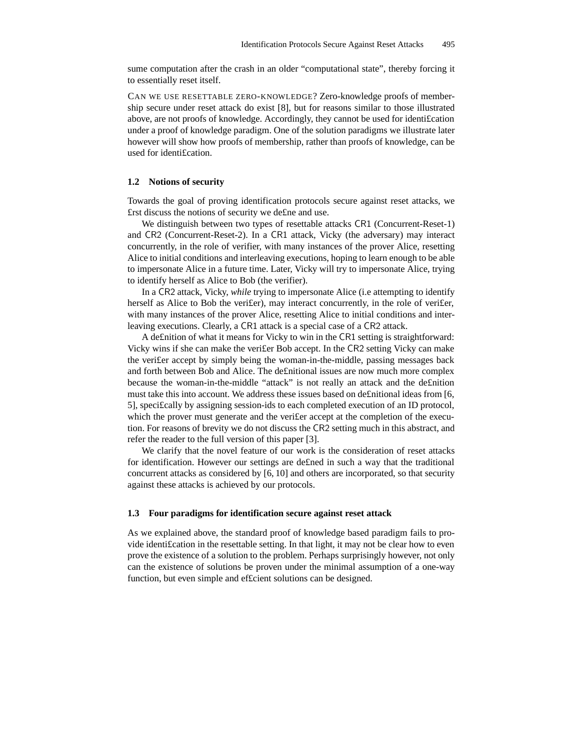sume computation after the crash in an older "computational state", thereby forcing it to essentially reset itself.

CAN WE USE RESETTABLE ZERO-KNOWLEDGE? Zero-knowledge proofs of membership secure under reset attack do exist [8], but for reasons similar to those illustrated above, are not proofs of knowledge. Accordingly, they cannot be used for identi£cation under a proof of knowledge paradigm. One of the solution paradigms we illustrate later however will show how proofs of membership, rather than proofs of knowledge, can be used for identi£cation.

### 1.2 Notions of security

Towards the goal of proving identification protocols secure against reset attacks, we £rst discuss the notions of security we de£ne and use.

We distinguish between two types of resettable attacks CR1 (Concurrent-Reset-1) and CR2 (Concurrent-Reset-2). In a CR1 attack, Vicky (the adversary) may interact concurrently, in the role of verifier, with many instances of the prover Alice, resetting Alice to initial conditions and interleaving executions, hoping to learn enough to be able to impersonate Alice in a future time. Later, Vicky will try to impersonate Alice, trying to identify herself as Alice to Bob (the verifier).

In a CR2 attack, Vicky, *while* trying to impersonate Alice (i.e attempting to identify herself as Alice to Bob the veri£er), may interact concurrently, in the role of veri£er, with many instances of the prover Alice, resetting Alice to initial conditions and interleaving executions. Clearly, a CR1 attack is a special case of a CR2 attack.

A de£nition of what it means for Vicky to win in the CR1 setting is straightforward: Vicky wins if she can make the veri£er Bob accept. In the CR2 setting Vicky can make the veri£er accept by simply being the woman-in-the-middle, passing messages back and forth between Bob and Alice. The de£nitional issues are now much more complex because the woman-in-the-middle "attack" is not really an attack and the de£nition must take this into account. We address these issues based on de£nitional ideas from [6, 5], speci£cally by assigning session-ids to each completed execution of an ID protocol, which the prover must generate and the veri£er accept at the completion of the execution. For reasons of brevity we do not discuss the CR2 setting much in this abstract, and refer the reader to the full version of this paper [3].

We clarify that the novel feature of our work is the consideration of reset attacks for identification. However our settings are de£ned in such a way that the traditional concurrent attacks as considered by [6, 10] and others are incorporated, so that security against these attacks is achieved by our protocols.

### 1.3 Four paradigms for identification secure against reset attack

As we explained above, the standard proof of knowledge based paradigm fails to provide identi£cation in the resettable setting. In that light, it may not be clear how to even prove the existence of a solution to the problem. Perhaps surprisingly however, not only can the existence of solutions be proven under the minimal assumption of a one-way function, but even simple and ef£cient solutions can be designed.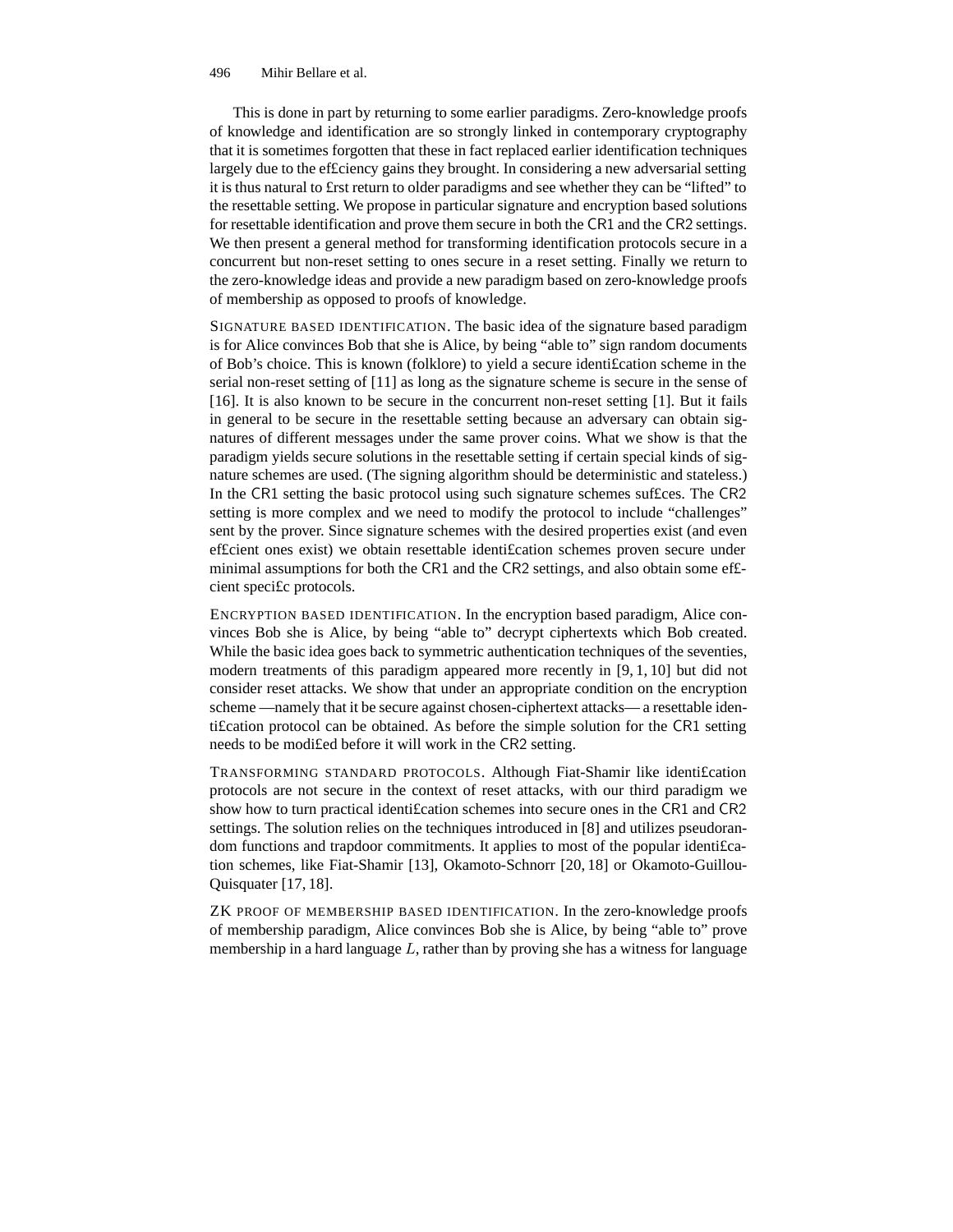This is done in part by returning to some earlier paradigms. Zero-knowledge proofs of knowledge and identification are so strongly linked in contemporary cryptography that it is sometimes forgotten that these in fact replaced earlier identification techniques largely due to the efficiency gains they brought. In considering a new adversarial setting it is thus natural to first return to older paradigms and see whether they can be "lifted" to the resettable setting. We propose in particular signature and encryption based solutions for resettable identification and prove them secure in both the CR1 and the CR2 settings. We then present a general method for transforming identification protocols secure in a concurrent but non-reset setting to ones secure in a reset setting. Finally we return to the zero-knowledge ideas and provide a new paradigm based on zero-knowledge proofs of membership as opposed to proofs of knowledge.

SIGNATURE BASED IDENTIFICATION. The basic idea of the signature based paradigm is for Alice convinces Bob that she is Alice, by being "able to" sign random documents of Bob's choice. This is known (folklore) to yield a secure identification scheme in the serial non-reset setting of [11] as long as the signature scheme is secure in the sense of [16]. It is also known to be secure in the concurrent non-reset setting [1]. But it fails in general to be secure in the resettable setting because an adversary can obtain signatures of different messages under the same prover coins. What we show is that the paradigm yields secure solutions in the resettable setting if certain special kinds of signature schemes are used. (The signing algorithm should be deterministic and stateless.) In the CR1 setting the basic protocol using such signature schemes suffices. The CR2 setting is more complex and we need to modify the protocol to include "challenges" sent by the prover. Since signature schemes with the desired properties exist (and even efficient ones exist) we obtain resettable identification schemes proven secure under minimal assumptions for both the CR1 and the CR2 settings, and also obtain some efficient specific protocols.

ENCRYPTION BASED IDENTIFICATION. In the encryption based paradigm, Alice convinces Bob she is Alice, by being "able to" decrypt ciphertexts which Bob created. While the basic idea goes back to symmetric authentication techniques of the seventies, modern treatments of this paradigm appeared more recently in [9, 1, 10] but did not consider reset attacks. We show that under an appropriate condition on the encryption scheme —namely that it be secure against chosen-ciphertext attacks— a resettable identification protocol can be obtained. As before the simple solution for the CR1 setting needs to be modified before it will work in the CR2 setting.

TRANSFORMING STANDARD PROTOCOLS. Although Fiat-Shamir like identification protocols are not secure in the context of reset attacks, with our third paradigm we show how to turn practical identification schemes into secure ones in the CR1 and CR2 settings. The solution relies on the techniques introduced in [8] and utilizes pseudorandom functions and trapdoor commitments. It applies to most of the popular identification schemes, like Fiat-Shamir [13], Okamoto-Schnorr [20, 18] or Okamoto-Guillou-Quisquater [17, 18].

ZK PROOF OF MEMBERSHIP BASED IDENTIFICATION. In the zero-knowledge proofs of membership paradigm, Alice convinces Bob she is Alice, by being "able to" prove membership in a hard language $L$, rather than by proving she has a witness for language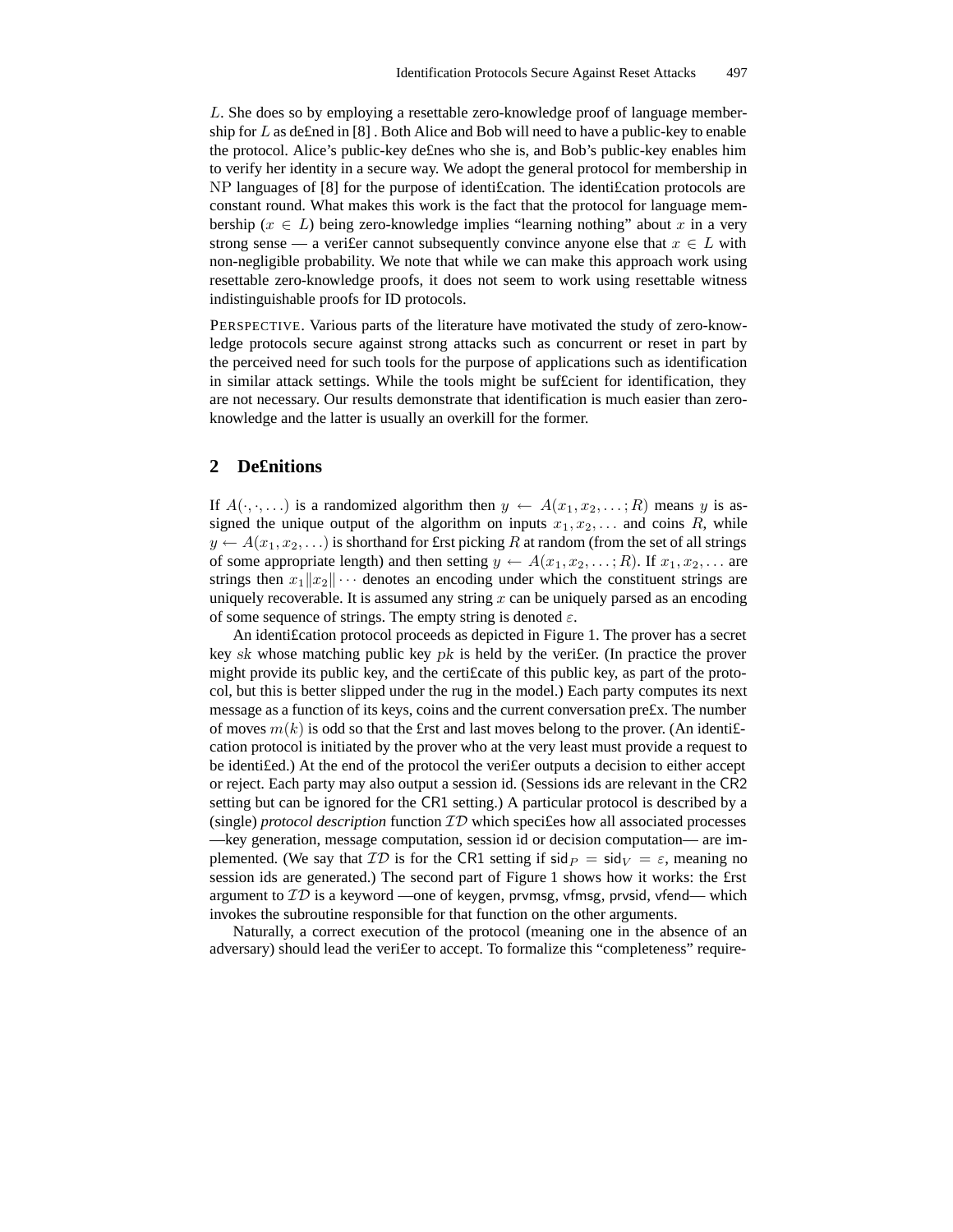$L$. She does so by employing a resettable zero-knowledge proof of language membership for $L$ as defined in [8] . Both Alice and Bob will need to have a public-key to enable the protocol. Alice's public-key defines who she is, and Bob's public-key enables him to verify her identity in a secure way. We adopt the general protocol for membership in NP languages of [8] for the purpose of identification. The identification protocols are constant round. What makes this work is the fact that the protocol for language membership ($x \in L$) being zero-knowledge implies "learning nothing" about $x$ in a very strong sense — a verifier cannot subsequently convince anyone else that $x \in L$ with non-negligible probability. We note that while we can make this approach work using resettable zero-knowledge proofs, it does not seem to work using resettable witness indistinguishable proofs for ID protocols.

PERSPECTIVE. Various parts of the literature have motivated the study of zero-knowledge protocols secure against strong attacks such as concurrent or reset in part by the perceived need for such tools for the purpose of applications such as identification in similar attack settings. While the tools might be sufficient for identification, they are not necessary. Our results demonstrate that identification is much easier than zero-knowledge and the latter is usually an overkill for the former.

## 2 Definitions

If $A(\cdot,\cdot,\ldots)$ is a randomized algorithm then $y \leftarrow A(x_1, x_2, \ldots; R)$ means $y$ is assigned the unique output of the algorithm on inputs $x_1, x_2, \ldots$ and coins $R$, while $y \leftarrow A(x_1, x_2, \ldots)$ is shorthand for first picking $R$ at random (from the set of all strings of some appropriate length) and then setting $y \leftarrow A(x_1, x_2, \ldots; R)$. If $x_1, x_2, \ldots$ are strings then $x_1 \| x_2 \| \cdots$ denotes an encoding under which the constituent strings are uniquely recoverable. It is assumed any string $x$ can be uniquely parsed as an encoding of some sequence of strings. The empty string is denoted $\varepsilon$.

An identification protocol proceeds as depicted in Figure 1. The prover has a secret key $sk$ whose matching public key $pk$ is held by the verifier. (In practice the prover might provide its public key, and the certificate of this public key, as part of the protocol, but this is better slipped under the rug in the model.) Each party computes its next message as a function of its keys, coins and the current conversation prefix. The number of moves $m(k)$ is odd so that the first and last moves belong to the prover. (An identification protocol is initiated by the prover who at the very least must provide a request to be identified.) At the end of the protocol the verifier outputs a decision to either accept or reject. Each party may also output a session id. (Sessions ids are relevant in the CR2 setting but can be ignored for the CR1 setting.) A particular protocol is described by a (single) *protocol description* function $\mathcal{ID}$ which specifies how all associated processes —key generation, message computation, session id or decision computation— are implemented. (We say that $\mathcal{ID}$ is for the CR1 setting if $\mathsf{sid}_P = \mathsf{sid}_V = \varepsilon$, meaning no session ids are generated.) The second part of Figure 1 shows how it works: the first argument to $\mathcal{ID}$ is a keyword —one of keygen, prvmsg, vfmsg, prvsid, vfend— which invokes the subroutine responsible for that function on the other arguments.

Naturally, a correct execution of the protocol (meaning one in the absence of an adversary) should lead the verifier to accept. To formalize this "completeness" require-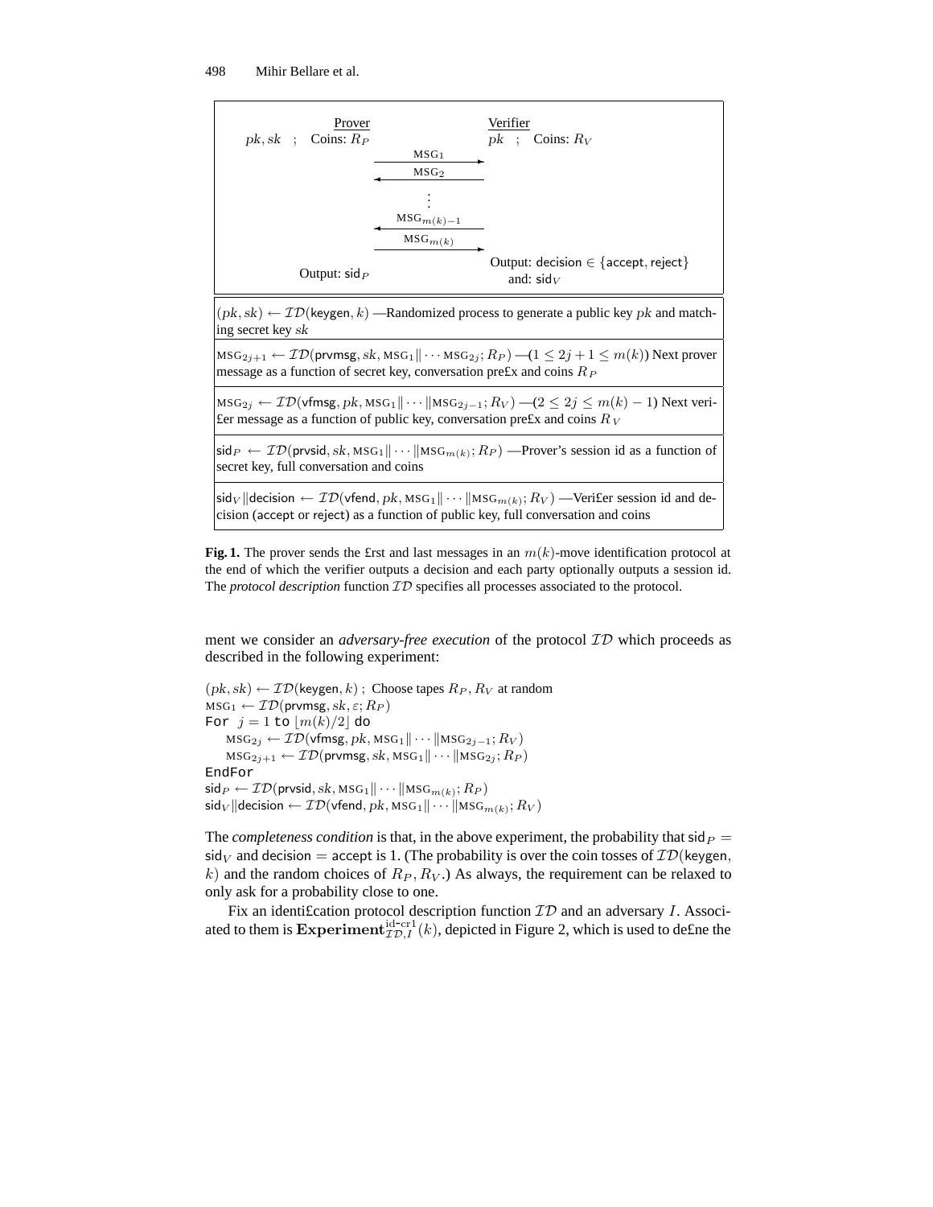| Prover | | Verifier |
|---|---|---|
| $pk, sk$ ; Coins: $R_P$ | | $pk$ ; Coins: $R_V$ |
| | $\xrightarrow{\text{MSG}_1}$ | |
| | $\xleftarrow{\text{MSG}_2}$ | |
| | $\vdots$ | |
| | $\xleftarrow{\text{MSG}_{m(k)-1}}$ | |
| | $\xrightarrow{\text{MSG}_{m(k)}}$ | |
| Output: $\mathsf{sid}_P$ | | Output: $\mathsf{decision} \in \{\mathsf{accept}, \mathsf{reject}\}$ and: $\mathsf{sid}_V$ |

$(pk, sk) \leftarrow \mathcal{ID}(\mathsf{keygen}, k)$ —Randomized process to generate a public key $pk$ and matching secret key $sk$

$\text{MSG}_{2j+1} \leftarrow \mathcal{ID}(\mathsf{prvmsg}, sk, \text{MSG}_1\| \cdots \text{MSG}_{2j}; R_P)$ —($1 \le 2j+1 \le m(k)$) Next prover message as a function of secret key, conversation prefix and coins $R_P$

$\text{MSG}_{2j} \leftarrow \mathcal{ID}(\mathsf{vfmsg}, pk, \text{MSG}_1\| \cdots \|\text{MSG}_{2j-1}; R_V)$ —($2 \le 2j \le m(k) - 1$) Next verifier message as a function of public key, conversation prefix and coins $R_V$

$\mathsf{sid}_P \leftarrow \mathcal{ID}(\mathsf{prvsid}, sk, \text{MSG}_1\| \cdots \|\text{MSG}_{m(k)}; R_P)$ —Prover's session id as a function of secret key, full conversation and coins

$\mathsf{sid}_V\|\mathsf{decision} \leftarrow \mathcal{ID}(\mathsf{vfend}, pk, \text{MSG}_1\| \cdots \|\text{MSG}_{m(k)}; R_V)$ —Verifier session id and decision (accept or reject) as a function of public key, full conversation and coins

**Fig. 1.** The prover sends the first and last messages in an $m(k)$-move identification protocol at the end of which the verifier outputs a decision and each party optionally outputs a session id. The *protocol description* function $\mathcal{ID}$ specifies all processes associated to the protocol.

ment we consider an *adversary-free execution* of the protocol $\mathcal{ID}$ which proceeds as described in the following experiment:

$(pk, sk) \leftarrow \mathcal{ID}(\mathsf{keygen}, k)$ ; Choose tapes $R_P, R_V$ at random
$\text{MSG}_1 \leftarrow \mathcal{ID}(\mathsf{prvmsg}, sk, \varepsilon; R_P)$
For $j = 1$ to $\lfloor m(k)/2 \rfloor$ do
  $\text{MSG}_{2j} \leftarrow \mathcal{ID}(\mathsf{vfmsg}, pk, \text{MSG}_1\| \cdots \|\text{MSG}_{2j-1}; R_V)$
  $\text{MSG}_{2j+1} \leftarrow \mathcal{ID}(\mathsf{prvmsg}, sk, \text{MSG}_1\| \cdots \|\text{MSG}_{2j}; R_P)$
EndFor
$\mathsf{sid}_P \leftarrow \mathcal{ID}(\mathsf{prvsid}, sk, \text{MSG}_1\| \cdots \|\text{MSG}_{m(k)}; R_P)$
$\mathsf{sid}_V\|\mathsf{decision} \leftarrow \mathcal{ID}(\mathsf{vfend}, pk, \text{MSG}_1\| \cdots \|\text{MSG}_{m(k)}; R_V)$

The *completeness condition* is that, in the above experiment, the probability that $\mathsf{sid}_P = \mathsf{sid}_V$ and $\mathsf{decision} = \mathsf{accept}$ is 1. (The probability is over the coin tosses of $\mathcal{ID}(\mathsf{keygen}, k)$ and the random choices of $R_P, R_V$.) As always, the requirement can be relaxed to only ask for a probability close to one.

Fix an identification protocol description function $\mathcal{ID}$ and an adversary $I$. Associated to them is $\mathbf{Experiment}^{\text{id-cr1}}_{\mathcal{ID},I}(k)$, depicted in Figure 2, which is used to define the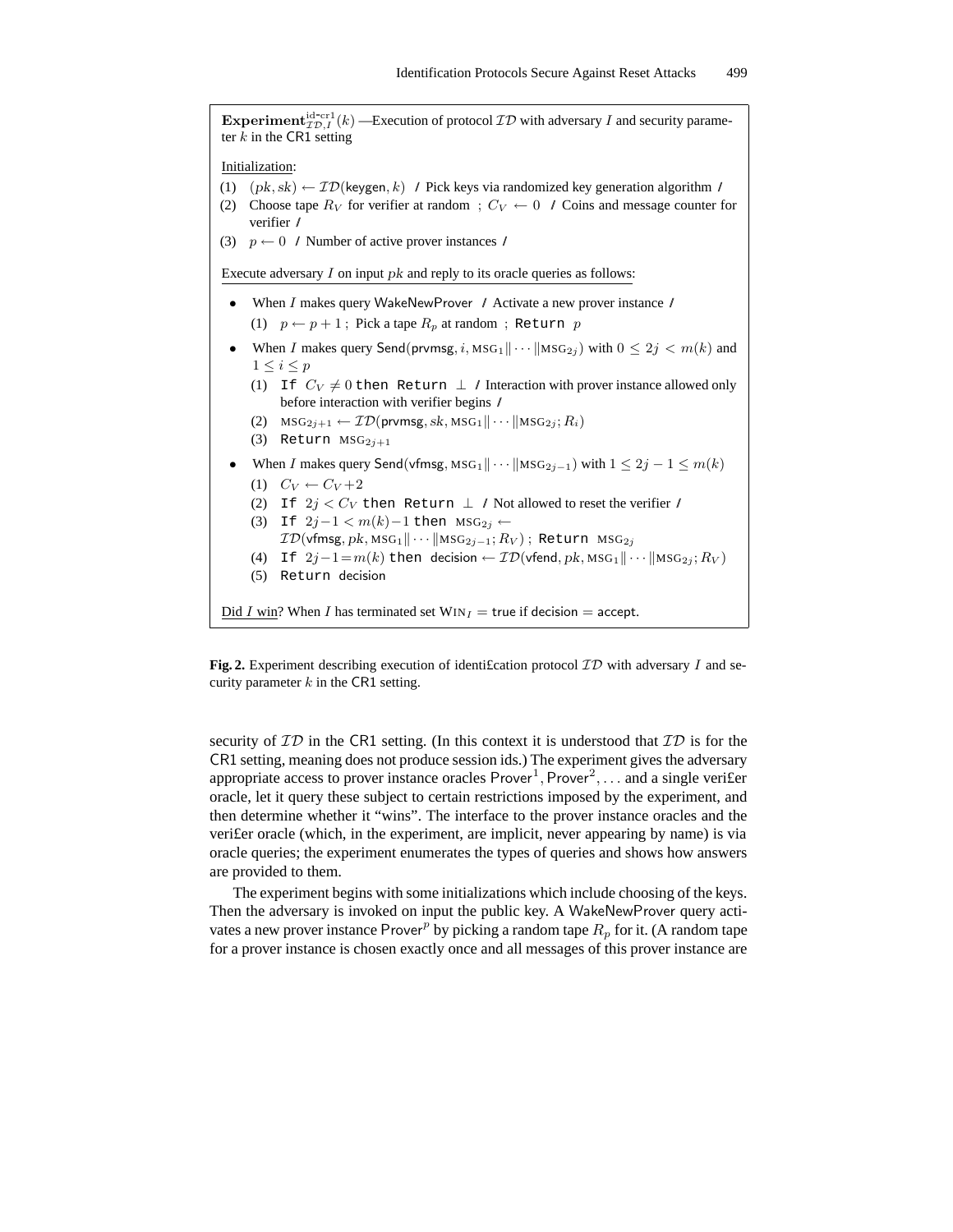**Experiment**$^{\text{id-cr1}}_{\mathcal{ID},I}(k)$ —Execution of protocol $\mathcal{ID}$ with adversary $I$ and security parameter $k$ in the CR1 setting

Initialization:

(1) $(pk, sk) \leftarrow \mathcal{ID}(\mathsf{keygen}, k)$ / Pick keys via randomized key generation algorithm /

(2) Choose tape $R_V$ for verifier at random ; $C_V \leftarrow 0$ / Coins and message counter for verifier /

(3) $p \leftarrow 0$ / Number of active prover instances /

Execute adversary $I$ on input $pk$ and reply to its oracle queries as follows:

- When $I$ makes query WakeNewProver / Activate a new prover instance /
  (1) $p \leftarrow p + 1$ ; Pick a tape $R_p$ at random ; `Return` $p$
- When $I$ makes query $\mathsf{Send}(\mathsf{prvmsg}, i, \text{MSG}_1 \| \cdots \| \text{MSG}_{2j})$ with $0 \leq 2j < m(k)$ and $1 \leq i \leq p$
  (1) `If` $C_V \neq 0$ `then Return` $\perp$ / Interaction with prover instance allowed only before interaction with verifier begins /
  (2) $\text{MSG}_{2j+1} \leftarrow \mathcal{ID}(\mathsf{prvmsg}, sk, \text{MSG}_1 \| \cdots \| \text{MSG}_{2j}; R_i)$
  (3) `Return` $\text{MSG}_{2j+1}$
- When $I$ makes query $\mathsf{Send}(\mathsf{vfmsg}, \text{MSG}_1 \| \cdots \| \text{MSG}_{2j-1})$ with $1 \leq 2j-1 \leq m(k)$
  (1) $C_V \leftarrow C_V + 2$
  (2) `If` $2j < C_V$ `then Return` $\perp$ / Not allowed to reset the verifier /
  (3) `If` $2j-1 < m(k)-1$ `then` $\text{MSG}_{2j} \leftarrow \mathcal{ID}(\mathsf{vfmsg}, pk, \text{MSG}_1 \| \cdots \| \text{MSG}_{2j-1}; R_V)$ ; `Return` $\text{MSG}_{2j}$
  (4) `If` $2j-1 = m(k)$ `then` $\mathsf{decision} \leftarrow \mathcal{ID}(\mathsf{vfend}, pk, \text{MSG}_1 \| \cdots \| \text{MSG}_{2j}; R_V)$
  (5) `Return` decision

Did $I$ win? When $I$ has terminated set $\text{WIN}_I = \mathsf{true}$ if $\mathsf{decision} = \mathsf{accept}$.

**Fig. 2.** Experiment describing execution of identification protocol $\mathcal{ID}$ with adversary $I$ and security parameter $k$ in the CR1 setting.

security of $\mathcal{ID}$ in the CR1 setting. (In this context it is understood that $\mathcal{ID}$ is for the CR1 setting, meaning does not produce session ids.) The experiment gives the adversary appropriate access to prover instance oracles $\mathsf{Prover}^1, \mathsf{Prover}^2, \ldots$ and a single verifier oracle, let it query these subject to certain restrictions imposed by the experiment, and then determine whether it "wins". The interface to the prover instance oracles and the verifier oracle (which, in the experiment, are implicit, never appearing by name) is via oracle queries; the experiment enumerates the types of queries and shows how answers are provided to them.

The experiment begins with some initializations which include choosing of the keys. Then the adversary is invoked on input the public key. A WakeNewProver query activates a new prover instance $\mathsf{Prover}^p$ by picking a random tape $R_p$ for it. (A random tape for a prover instance is chosen exactly once and all messages of this prover instance are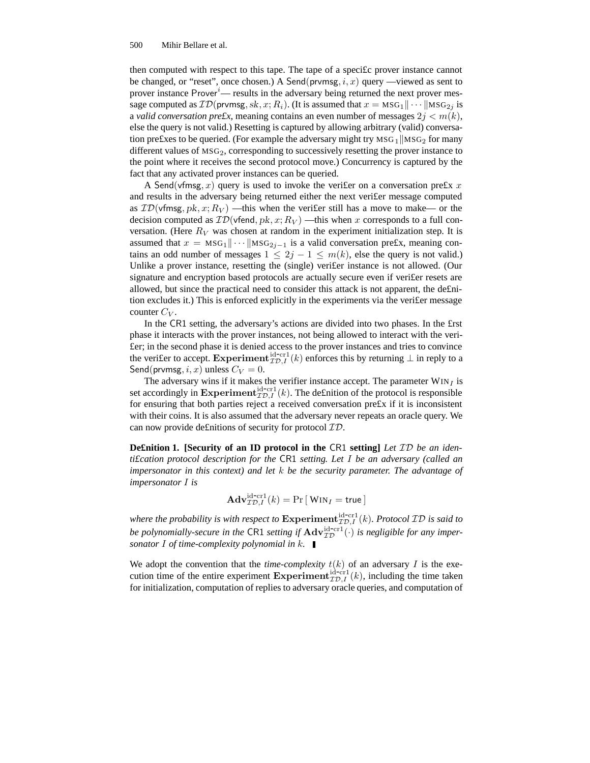then computed with respect to this tape. The tape of a specific prover instance cannot be changed, or "reset", once chosen.) A $\mathsf{Send}(\mathsf{prvmsg}, i, x)$ query —viewed as sent to prover instance $\mathsf{Prover}^i$— results in the adversary being returned the next prover message computed as $\mathcal{ID}(\mathsf{prvmsg}, sk, x; R_i)$. (It is assumed that $x = \text{MSG}_1 \| \cdots \| \text{MSG}_{2j}$ is a *valid conversation prefix*, meaning contains an even number of messages $2j < m(k)$, else the query is not valid.) Resetting is captured by allowing arbitrary (valid) conversation prefixes to be queried. (For example the adversary might try $\text{MSG}_1 \| \text{MSG}_2$ for many different values of $\text{MSG}_2$, corresponding to successively resetting the prover instance to the point where it receives the second protocol move.) Concurrency is captured by the fact that any activated prover instances can be queried.

A $\mathsf{Send}(\mathsf{vfmsg}, x)$ query is used to invoke the verifier on a conversation prefix $x$ and results in the adversary being returned either the next verifier message computed as $\mathcal{ID}(\mathsf{vfmsg}, pk, x; R_V)$ —this when the verifier still has a move to make— or the decision computed as $\mathcal{ID}(\mathsf{vfend}, pk, x; R_V)$ —this when $x$ corresponds to a full conversation. (Here $R_V$ was chosen at random in the experiment initialization step. It is assumed that $x = \text{MSG}_1 \| \cdots \| \text{MSG}_{2j-1}$ is a valid conversation prefix, meaning contains an odd number of messages $1 \leq 2j - 1 \leq m(k)$, else the query is not valid.) Unlike a prover instance, resetting the (single) verifier instance is not allowed. (Our signature and encryption based protocols are actually secure even if verifier resets are allowed, but since the practical need to consider this attack is not apparent, the definition excludes it.) This is enforced explicitly in the experiments via the verifier message counter $C_V$.

In the CR1 setting, the adversary's actions are divided into two phases. In the first phase it interacts with the prover instances, not being allowed to interact with the verifier; in the second phase it is denied access to the prover instances and tries to convince the verifier to accept. $\mathbf{Experiment}^{\text{id-cr1}}_{\mathcal{ID},I}(k)$ enforces this by returning $\perp$ in reply to a $\mathsf{Send}(\mathsf{prvmsg}, i, x)$ unless $C_V = 0$.

The adversary wins if it makes the verifier instance accept. The parameter $\text{WIN}_I$ is set accordingly in $\mathbf{Experiment}^{\text{id-cr1}}_{\mathcal{ID},I}(k)$. The definition of the protocol is responsible for ensuring that both parties reject a received conversation prefix if it is inconsistent with their coins. It is also assumed that the adversary never repeats an oracle query. We can now provide definitions of security for protocol $\mathcal{ID}$.

**Definition 1. [Security of an ID protocol in the CR1 setting]** *Let $\mathcal{ID}$ be an identification protocol description for the CR1 setting. Let $I$ be an adversary (called an impersonator in this context) and let $k$ be the security parameter. The advantage of impersonator $I$ is*

$$\mathbf{Adv}^{\text{id-cr1}}_{\mathcal{ID},I}(k) = \Pr\left[\, \text{WIN}_I = \mathsf{true} \,\right]$$

*where the probability is with respect to $\mathbf{Experiment}^{\text{id-cr1}}_{\mathcal{ID},I}(k)$. Protocol $\mathcal{ID}$ is said to be polynomially-secure in the CR1 setting if $\mathbf{Adv}^{\text{id-cr1}}_{\mathcal{ID}}(\cdot)$ is negligible for any impersonator $I$ of time-complexity polynomial in $k$.* ∎

We adopt the convention that the *time-complexity* $t(k)$ of an adversary $I$ is the execution time of the entire experiment $\mathbf{Experiment}^{\text{id-cr1}}_{\mathcal{ID},I}(k)$, including the time taken for initialization, computation of replies to adversary oracle queries, and computation of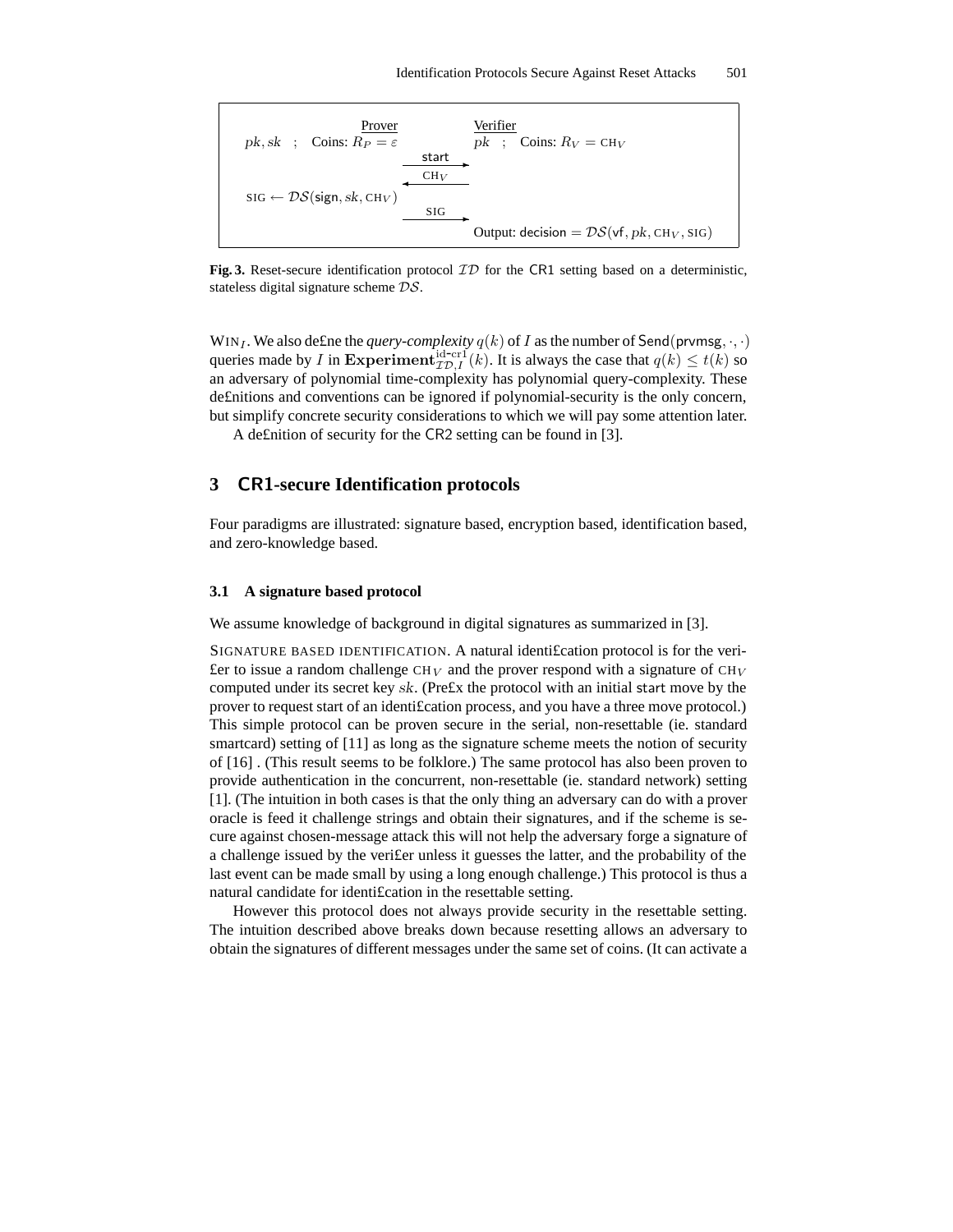| Prover | | Verifier |
|---|---|---|
| $pk, sk$ ; Coins: $R_P = \varepsilon$ | | $pk$ ; Coins: $R_V = \text{CH}_V$ |
| | $\xrightarrow{\mathsf{start}}$ | |
| | $\xleftarrow{\text{CH}_V}$ | |
| $\text{SIG} \leftarrow \mathcal{DS}(\mathsf{sign}, sk, \text{CH}_V)$ | | |
| | $\xrightarrow{\text{SIG}}$ | |
| | | Output: $\mathsf{decision} = \mathcal{DS}(\mathsf{vf}, pk, \text{CH}_V, \text{SIG})$ |

**Fig. 3.** Reset-secure identification protocol $\mathcal{ID}$ for the CR1 setting based on a deterministic, stateless digital signature scheme $\mathcal{DS}$.

$\text{WIN}_I$. We also define the *query-complexity* $q(k)$ of $I$ as the number of $\mathsf{Send}(\mathsf{prvmsg}, \cdot, \cdot)$ queries made by $I$ in $\mathbf{Experiment}^{\text{id-cr1}}_{\mathcal{ID},I}(k)$. It is always the case that $q(k) \leq t(k)$ so an adversary of polynomial time-complexity has polynomial query-complexity. These definitions and conventions can be ignored if polynomial-security is the only concern, but simplify concrete security considerations to which we will pay some attention later.

A definition of security for the CR2 setting can be found in [3].

## 3 CR1-secure Identification protocols

Four paradigms are illustrated: signature based, encryption based, identification based, and zero-knowledge based.

### 3.1 A signature based protocol

We assume knowledge of background in digital signatures as summarized in [3].

SIGNATURE BASED IDENTIFICATION. A natural identification protocol is for the verifier to issue a random challenge $\text{CH}_V$ and the prover respond with a signature of $\text{CH}_V$ computed under its secret key $sk$. (Prefix the protocol with an initial start move by the prover to request start of an identification process, and you have a three move protocol.) This simple protocol can be proven secure in the serial, non-resettable (ie. standard smartcard) setting of [11] as long as the signature scheme meets the notion of security of [16] . (This result seems to be folklore.) The same protocol has also been proven to provide authentication in the concurrent, non-resettable (ie. standard network) setting [1]. (The intuition in both cases is that the only thing an adversary can do with a prover oracle is feed it challenge strings and obtain their signatures, and if the scheme is secure against chosen-message attack this will not help the adversary forge a signature of a challenge issued by the verifier unless it guesses the latter, and the probability of the last event can be made small by using a long enough challenge.) This protocol is thus a natural candidate for identification in the resettable setting.

However this protocol does not always provide security in the resettable setting. The intuition described above breaks down because resetting allows an adversary to obtain the signatures of different messages under the same set of coins. (It can activate a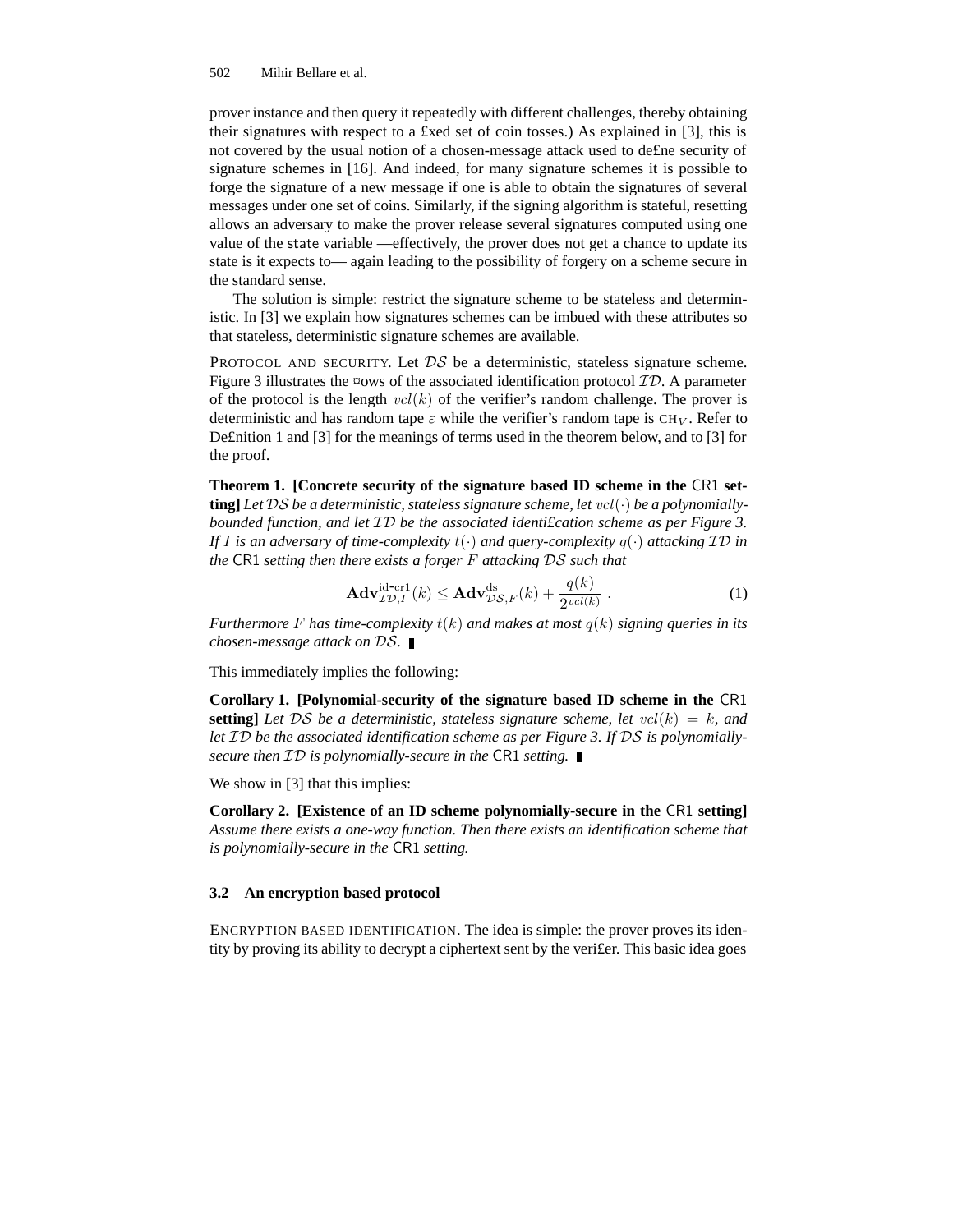prover instance and then query it repeatedly with different challenges, thereby obtaining their signatures with respect to a £xed set of coin tosses.) As explained in [3], this is not covered by the usual notion of a chosen-message attack used to de£ne security of signature schemes in [16]. And indeed, for many signature schemes it is possible to forge the signature of a new message if one is able to obtain the signatures of several messages under one set of coins. Similarly, if the signing algorithm is stateful, resetting allows an adversary to make the prover release several signatures computed using one value of the state variable —effectively, the prover does not get a chance to update its state is it expects to— again leading to the possibility of forgery on a scheme secure in the standard sense.

The solution is simple: restrict the signature scheme to be stateless and deterministic. In [3] we explain how signatures schemes can be imbued with these attributes so that stateless, deterministic signature schemes are available.

PROTOCOL AND SECURITY. Let $\mathcal{DS}$ be a deterministic, stateless signature scheme. Figure 3 illustrates the ¤ows of the associated identification protocol $\mathcal{ID}$. A parameter of the protocol is the length $vcl(k)$ of the verifier's random challenge. The prover is deterministic and has random tape $\varepsilon$ while the verifier's random tape is $\text{CH}_V$. Refer to De£nition 1 and [3] for the meanings of terms used in the theorem below, and to [3] for the proof.

**Theorem 1. [Concrete security of the signature based ID scheme in the** CR1 **setting]** *Let $\mathcal{DS}$ be a deterministic, stateless signature scheme, let $vcl(\cdot)$ be a polynomially-bounded function, and let $\mathcal{ID}$ be the associated identi£cation scheme as per Figure 3. If $I$ is an adversary of time-complexity $t(\cdot)$ and query-complexity $q(\cdot)$ attacking $\mathcal{ID}$ in the* CR1 *setting then there exists a forger $F$ attacking $\mathcal{DS}$ such that*

$$\mathbf{Adv}^{\text{id-cr1}}_{\mathcal{ID},I}(k) \leq \mathbf{Adv}^{\text{ds}}_{\mathcal{DS},F}(k) + \frac{q(k)}{2^{vcl(k)}} \, . \tag{1}$$

*Furthermore $F$ has time-complexity $t(k)$ and makes at most $q(k)$ signing queries in its chosen-message attack on $\mathcal{DS}$.* ∎

This immediately implies the following:

**Corollary 1. [Polynomial-security of the signature based ID scheme in the** CR1 **setting]** *Let $\mathcal{DS}$ be a deterministic, stateless signature scheme, let $vcl(k) = k$, and let $\mathcal{ID}$ be the associated identification scheme as per Figure 3. If $\mathcal{DS}$ is polynomially-secure then $\mathcal{ID}$ is polynomially-secure in the* CR1 *setting.* ∎

We show in [3] that this implies:

**Corollary 2. [Existence of an ID scheme polynomially-secure in the** CR1 **setting]** *Assume there exists a one-way function. Then there exists an identification scheme that is polynomially-secure in the* CR1 *setting.*

### 3.2 An encryption based protocol

ENCRYPTION BASED IDENTIFICATION. The idea is simple: the prover proves its identity by proving its ability to decrypt a ciphertext sent by the veri£er. This basic idea goes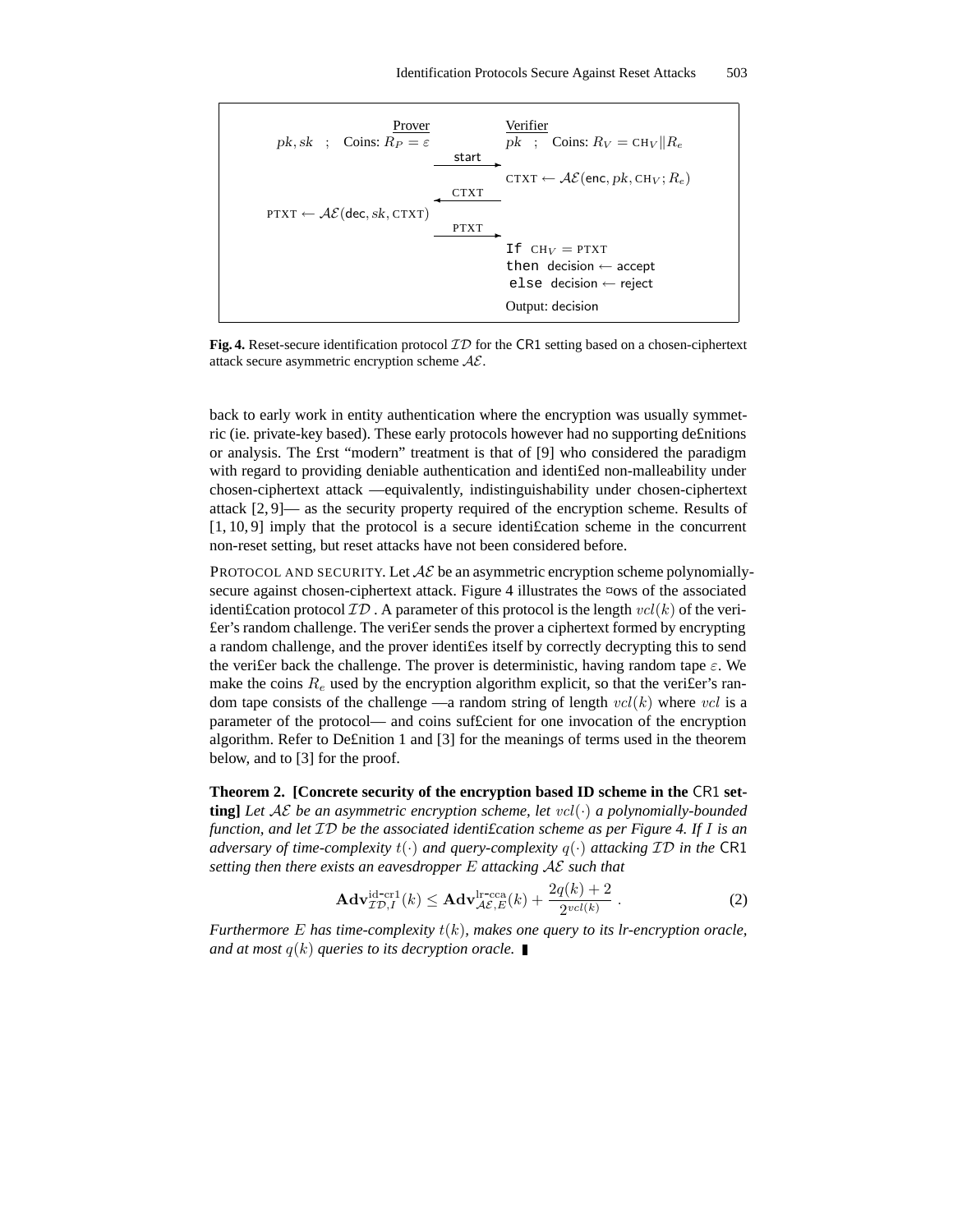| Prover | | Verifier |
|---|---|---|
| $pk, sk$ ; Coins: $R_P = \varepsilon$ | | $pk$ ; Coins: $R_V = \text{CH}_V \| R_e$ |
| | start $\longrightarrow$ | |
| | | $\text{CTXT} \leftarrow \mathcal{AE}(\mathsf{enc}, pk, \text{CH}_V; R_e)$ |
| | $\longleftarrow$ CTXT | |
| $\text{PTXT} \leftarrow \mathcal{AE}(\mathsf{dec}, sk, \text{CTXT})$ | | |
| | PTXT $\longrightarrow$ | |
| | | If $\text{CH}_V = \text{PTXT}$ then decision $\leftarrow$ accept else decision $\leftarrow$ reject |
| | | Output: decision |

**Fig. 4.** Reset-secure identification protocol $\mathcal{ID}$ for the CR1 setting based on a chosen-ciphertext attack secure asymmetric encryption scheme $\mathcal{AE}$.

back to early work in entity authentication where the encryption was usually symmetric (ie. private-key based). These early protocols however had no supporting definitions or analysis. The first "modern" treatment is that of [9] who considered the paradigm with regard to providing deniable authentication and identified non-malleability under chosen-ciphertext attack —equivalently, indistinguishability under chosen-ciphertext attack [2, 9]— as the security property required of the encryption scheme. Results of [1, 10, 9] imply that the protocol is a secure identification scheme in the concurrent non-reset setting, but reset attacks have not been considered before.

PROTOCOL AND SECURITY. Let $\mathcal{AE}$ be an asymmetric encryption scheme polynomially-secure against chosen-ciphertext attack. Figure 4 illustrates the flows of the associated identification protocol $\mathcal{ID}$ . A parameter of this protocol is the length $vcl(k)$ of the verifier's random challenge. The verifier sends the prover a ciphertext formed by encrypting a random challenge, and the prover identifies itself by correctly decrypting this to send the verifier back the challenge. The prover is deterministic, having random tape $\varepsilon$. We make the coins $R_e$ used by the encryption algorithm explicit, so that the verifier's random tape consists of the challenge —a random string of length $vcl(k)$ where $vcl$ is a parameter of the protocol— and coins sufficient for one invocation of the encryption algorithm. Refer to Definition 1 and [3] for the meanings of terms used in the theorem below, and to [3] for the proof.

**Theorem 2. [Concrete security of the encryption based ID scheme in the CR1 setting]** *Let $\mathcal{AE}$ be an asymmetric encryption scheme, let $vcl(\cdot)$ a polynomially-bounded function, and let $\mathcal{ID}$ be the associated identification scheme as per Figure 4. If $I$ is an adversary of time-complexity $t(\cdot)$ and query-complexity $q(\cdot)$ attacking $\mathcal{ID}$ in the CR1 setting then there exists an eavesdropper $E$ attacking $\mathcal{AE}$ such that*

$$\mathbf{Adv}^{\text{id-cr1}}_{\mathcal{ID},I}(k) \leq \mathbf{Adv}^{\text{lr-cca}}_{\mathcal{AE},E}(k) + \frac{2q(k)+2}{2^{vcl(k)}} . \tag{2}$$

*Furthermore $E$ has time-complexity $t(k)$, makes one query to its lr-encryption oracle, and at most $q(k)$ queries to its decryption oracle.* ∎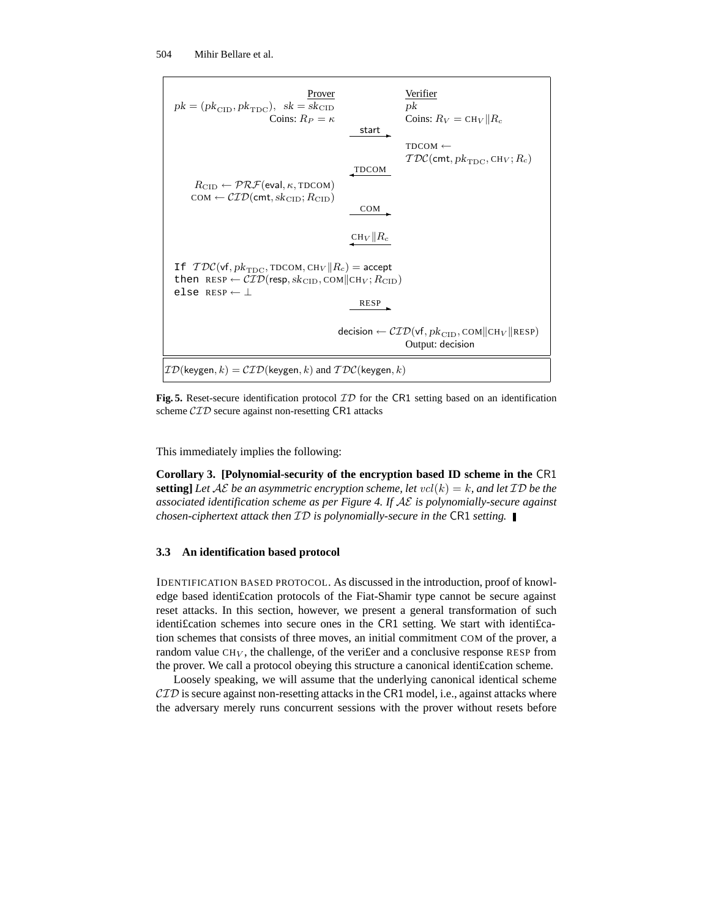| Prover | | Verifier |
|---|---|---|
| $pk = (pk_{\mathrm{CID}}, pk_{\mathrm{TDC}}),\ \ sk = sk_{\mathrm{CID}}$ | | $pk$ |
| Coins: $R_P = \kappa$ | | Coins: $R_V = \mathrm{CH}_V \| R_c$ |
| | $\xrightarrow{\mathsf{start}}$ | |
| | | $\mathrm{TDCOM} \leftarrow \mathcal{TDC}(\mathsf{cmt}, pk_{\mathrm{TDC}}, \mathrm{CH}_V; R_c)$ |
| | $\xleftarrow{\mathrm{TDCOM}}$ | |
| $R_{\mathrm{CID}} \leftarrow \mathcal{PRF}(\mathsf{eval}, \kappa, \mathrm{TDCOM})$ <br> $\mathrm{COM} \leftarrow \mathcal{CID}(\mathsf{cmt}, sk_{\mathrm{CID}}; R_{\mathrm{CID}})$ | | |
| | $\xrightarrow{\mathrm{COM}}$ | |
| | $\xleftarrow{\mathrm{CH}_V \| R_c}$ | |
| If $\mathcal{TDC}(\mathsf{vf}, pk_{\mathrm{TDC}}, \mathrm{TDCOM}, \mathrm{CH}_V \| R_c) = \mathsf{accept}$ <br> then $\mathrm{RESP} \leftarrow \mathcal{CID}(\mathsf{resp}, sk_{\mathrm{CID}}, \mathrm{COM} \| \mathrm{CH}_V; R_{\mathrm{CID}})$ <br> else $\mathrm{RESP} \leftarrow \perp$ | | |
| | $\xrightarrow{\mathrm{RESP}}$ | |
| | | $\mathsf{decision} \leftarrow \mathcal{CID}(\mathsf{vf}, pk_{\mathrm{CID}}, \mathrm{COM} \| \mathrm{CH}_V \| \mathrm{RESP})$ <br> Output: decision |

$\mathcal{ID}(\mathsf{keygen}, k) = \mathcal{CID}(\mathsf{keygen}, k)$ and $\mathcal{TDC}(\mathsf{keygen}, k)$

**Fig. 5.** Reset-secure identification protocol $\mathcal{ID}$ for the CR1 setting based on an identification scheme $\mathcal{CID}$ secure against non-resetting CR1 attacks

This immediately implies the following:

**Corollary 3. [Polynomial-security of the encryption based ID scheme in the CR1 setting]** *Let $\mathcal{AE}$ be an asymmetric encryption scheme, let $vcl(k) = k$, and let $\mathcal{ID}$ be the associated identification scheme as per Figure 4. If $\mathcal{AE}$ is polynomially-secure against chosen-ciphertext attack then $\mathcal{ID}$ is polynomially-secure in the CR1 setting.* ∎

### 3.3 An identification based protocol

IDENTIFICATION BASED PROTOCOL. As discussed in the introduction, proof of knowledge based identification protocols of the Fiat-Shamir type cannot be secure against reset attacks. In this section, however, we present a general transformation of such identification schemes into secure ones in the CR1 setting. We start with identification schemes that consists of three moves, an initial commitment COM of the prover, a random value $\mathrm{CH}_V$, the challenge, of the verifier and a conclusive response RESP from the prover. We call a protocol obeying this structure a canonical identification scheme.

Loosely speaking, we will assume that the underlying canonical identical scheme $\mathcal{CID}$ is secure against non-resetting attacks in the CR1 model, i.e., against attacks where the adversary merely runs concurrent sessions with the prover without resets before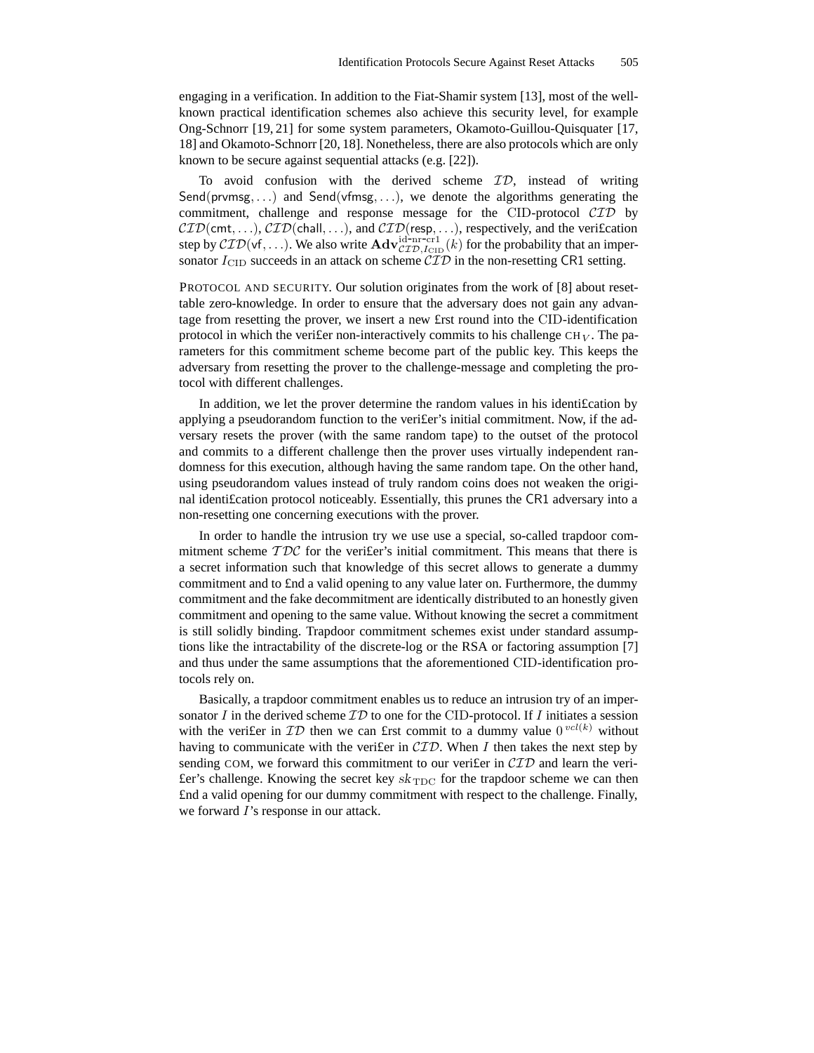engaging in a verification. In addition to the Fiat-Shamir system [13], most of the well-known practical identification schemes also achieve this security level, for example Ong-Schnorr [19, 21] for some system parameters, Okamoto-Guillou-Quisquater [17, 18] and Okamoto-Schnorr [20, 18]. Nonetheless, there are also protocols which are only known to be secure against sequential attacks (e.g. [22]).

To avoid confusion with the derived scheme $\mathcal{ID}$, instead of writing $\mathsf{Send}(\mathsf{prvmsg}, \ldots)$ and $\mathsf{Send}(\mathsf{vfmsg}, \ldots)$, we denote the algorithms generating the commitment, challenge and response message for the CID-protocol $\mathcal{CID}$ by $\mathcal{CID}(\mathsf{cmt}, \ldots)$, $\mathcal{CID}(\mathsf{chall}, \ldots)$, and $\mathcal{CID}(\mathsf{resp}, \ldots)$, respectively, and the verification step by $\mathcal{CID}(\mathsf{vf}, \ldots)$. We also write $\mathbf{Adv}^{\text{id-nr-cr1}}_{\mathcal{CID}, I_{\text{CID}}}(k)$ for the probability that an impersonator $I_{\text{CID}}$ succeeds in an attack on scheme $\mathcal{CID}$ in the non-resetting CR1 setting.

PROTOCOL AND SECURITY. Our solution originates from the work of [8] about resettable zero-knowledge. In order to ensure that the adversary does not gain any advantage from resetting the prover, we insert a new first round into the CID-identification protocol in which the verifier non-interactively commits to his challenge $\text{CH}_V$. The parameters for this commitment scheme become part of the public key. This keeps the adversary from resetting the prover to the challenge-message and completing the protocol with different challenges.

In addition, we let the prover determine the random values in his identification by applying a pseudorandom function to the verifier's initial commitment. Now, if the adversary resets the prover (with the same random tape) to the outset of the protocol and commits to a different challenge then the prover uses virtually independent randomness for this execution, although having the same random tape. On the other hand, using pseudorandom values instead of truly random coins does not weaken the original identification protocol noticeably. Essentially, this prunes the CR1 adversary into a non-resetting one concerning executions with the prover.

In order to handle the intrusion try we use use a special, so-called trapdoor commitment scheme $\mathcal{TDC}$ for the verifier's initial commitment. This means that there is a secret information such that knowledge of this secret allows to generate a dummy commitment and to find a valid opening to any value later on. Furthermore, the dummy commitment and the fake decommitment are identically distributed to an honestly given commitment and opening to the same value. Without knowing the secret a commitment is still solidly binding. Trapdoor commitment schemes exist under standard assumptions like the intractability of the discrete-log or the RSA or factoring assumption [7] and thus under the same assumptions that the aforementioned CID-identification protocols rely on.

Basically, a trapdoor commitment enables us to reduce an intrusion try of an impersonator $I$ in the derived scheme $\mathcal{ID}$ to one for the CID-protocol. If $I$ initiates a session with the verifier in $\mathcal{ID}$ then we can first commit to a dummy value $0^{vcl(k)}$ without having to communicate with the verifier in $\mathcal{CID}$. When $I$ then takes the next step by sending COM, we forward this commitment to our verifier in $\mathcal{CID}$ and learn the verifier's challenge. Knowing the secret key $sk_{\text{TDC}}$ for the trapdoor scheme we can then find a valid opening for our dummy commitment with respect to the challenge. Finally, we forward $I$'s response in our attack.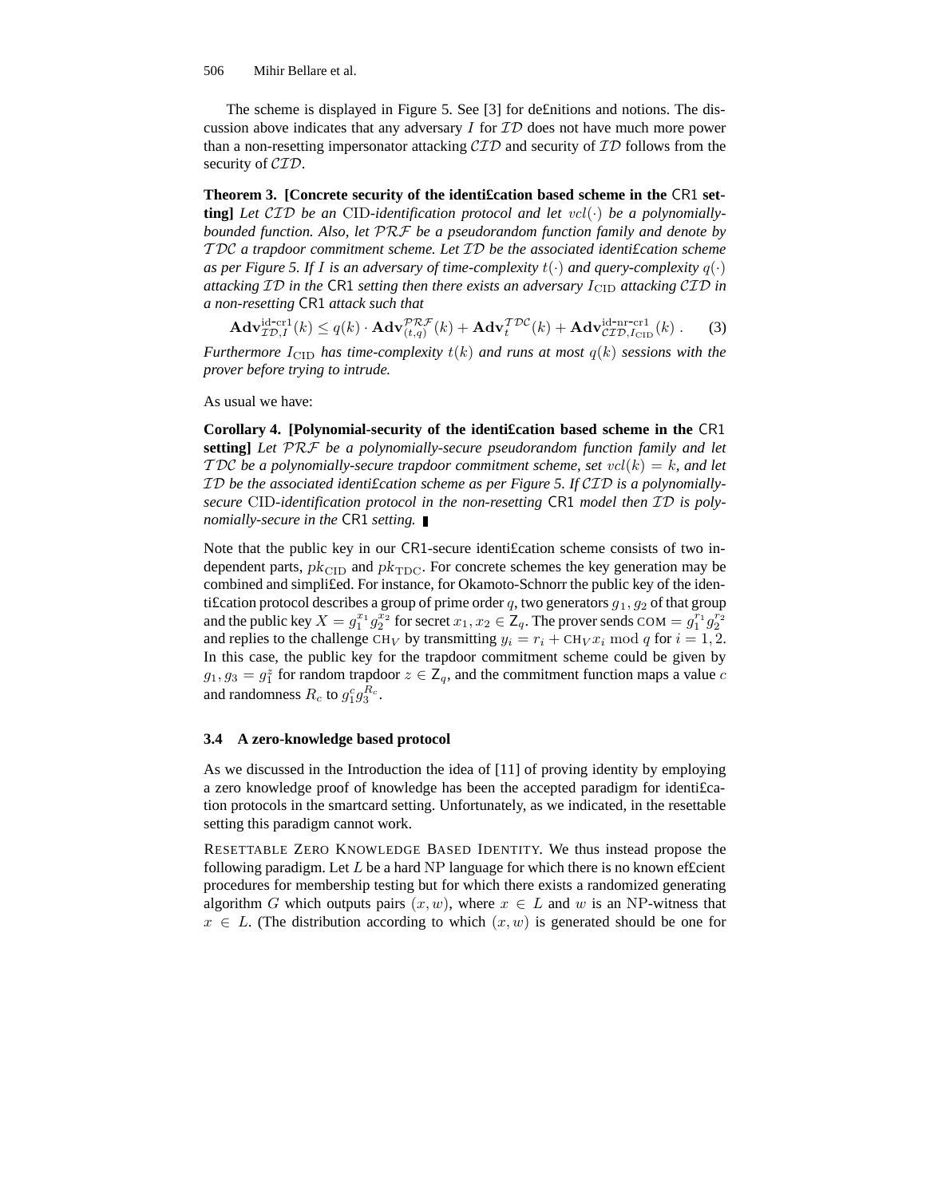The scheme is displayed in Figure 5. See [3] for definitions and notions. The discussion above indicates that any adversary $I$ for $\mathcal{ID}$ does not have much more power than a non-resetting impersonator attacking $\mathcal{CID}$ and security of $\mathcal{ID}$ follows from the security of $\mathcal{CID}$.

**Theorem 3. [Concrete security of the identification based scheme in the** CR1 **setting]** *Let $\mathcal{CID}$ be an* CID*-identification protocol and let $vcl(\cdot)$ be a polynomially-bounded function. Also, let $\mathcal{PRF}$ be a pseudorandom function family and denote by $\mathcal{TDC}$ a trapdoor commitment scheme. Let $\mathcal{ID}$ be the associated identification scheme as per Figure 5. If $I$ is an adversary of time-complexity $t(\cdot)$ and query-complexity $q(\cdot)$ attacking $\mathcal{ID}$ in the* CR1 *setting then there exists an adversary $I_{\mathrm{CID}}$ attacking $\mathcal{CID}$ in a non-resetting* CR1 *attack such that*

$$\mathbf{Adv}^{\text{id-cr1}}_{\mathcal{ID},I}(k) \leq q(k) \cdot \mathbf{Adv}^{\mathcal{PRF}}_{(t,q)}(k) + \mathbf{Adv}^{\mathcal{TDC}}_{t}(k) + \mathbf{Adv}^{\text{id-nr-cr1}}_{\mathcal{CID},I_{\mathrm{CID}}}(k) \,. \quad (3)$$

*Furthermore $I_{\mathrm{CID}}$ has time-complexity $t(k)$ and runs at most $q(k)$ sessions with the prover before trying to intrude.*

As usual we have:

**Corollary 4. [Polynomial-security of the identification based scheme in the** CR1 **setting]** *Let $\mathcal{PRF}$ be a polynomially-secure pseudorandom function family and let $\mathcal{TDC}$ be a polynomially-secure trapdoor commitment scheme, set $vcl(k) = k$, and let $\mathcal{ID}$ be the associated identification scheme as per Figure 5. If $\mathcal{CID}$ is a polynomially-secure* CID*-identification protocol in the non-resetting* CR1 *model then $\mathcal{ID}$ is polynomially-secure in the* CR1 *setting.* ∎

Note that the public key in our CR1-secure identification scheme consists of two independent parts, $pk_{\mathrm{CID}}$ and $pk_{\mathrm{TDC}}$. For concrete schemes the key generation may be combined and simplified. For instance, for Okamoto-Schnorr the public key of the identification protocol describes a group of prime order $q$, two generators $g_1, g_2$ of that group and the public key $X = g_1^{x_1} g_2^{x_2}$ for secret $x_1, x_2 \in \mathsf{Z}_q$. The prover sends $\mathrm{COM} = g_1^{r_1} g_2^{r_2}$ and replies to the challenge $\mathrm{CH}_V$ by transmitting $y_i = r_i + \mathrm{CH}_V x_i \bmod q$ for $i = 1, 2$. In this case, the public key for the trapdoor commitment scheme could be given by $g_1, g_3 = g_1^z$ for random trapdoor $z \in \mathsf{Z}_q$, and the commitment function maps a value $c$ and randomness $R_c$ to $g_1^c g_3^{R_c}$.

### 3.4 A zero-knowledge based protocol

As we discussed in the Introduction the idea of [11] of proving identity by employing a zero knowledge proof of knowledge has been the accepted paradigm for identification protocols in the smartcard setting. Unfortunately, as we indicated, in the resettable setting this paradigm cannot work.

Resettable Zero Knowledge Based Identity. We thus instead propose the following paradigm. Let $L$ be a hard NP language for which there is no known efficient procedures for membership testing but for which there exists a randomized generating algorithm $G$ which outputs pairs $(x, w)$, where $x \in L$ and $w$ is an NP-witness that $x \in L$. (The distribution according to which $(x, w)$ is generated should be one for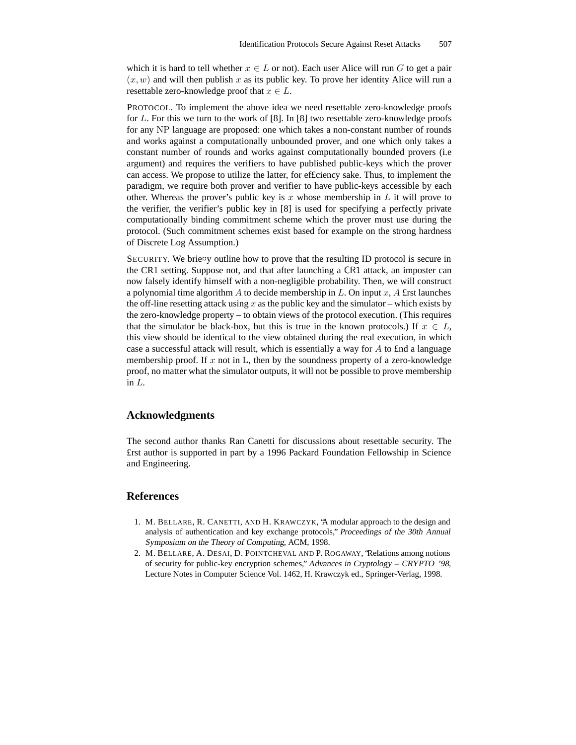which it is hard to tell whether $x \in L$ or not). Each user Alice will run $G$ to get a pair $(x, w)$ and will then publish $x$ as its public key. To prove her identity Alice will run a resettable zero-knowledge proof that $x \in L$.

PROTOCOL. To implement the above idea we need resettable zero-knowledge proofs for $L$. For this we turn to the work of [8]. In [8] two resettable zero-knowledge proofs for any NP language are proposed: one which takes a non-constant number of rounds and works against a computationally unbounded prover, and one which only takes a constant number of rounds and works against computationally bounded provers (i.e argument) and requires the verifiers to have published public-keys which the prover can access. We propose to utilize the latter, for ef£ciency sake. Thus, to implement the paradigm, we require both prover and verifier to have public-keys accessible by each other. Whereas the prover's public key is $x$ whose membership in $L$ it will prove to the verifier, the verifier's public key in [8] is used for specifying a perfectly private computationally binding commitment scheme which the prover must use during the protocol. (Such commitment schemes exist based for example on the strong hardness of Discrete Log Assumption.)

SECURITY. We brie¤y outline how to prove that the resulting ID protocol is secure in the CR1 setting. Suppose not, and that after launching a CR1 attack, an imposter can now falsely identify himself with a non-negligible probability. Then, we will construct a polynomial time algorithm $A$ to decide membership in $L$. On input $x$, $A$ £rst launches the off-line resetting attack using $x$ as the public key and the simulator – which exists by the zero-knowledge property – to obtain views of the protocol execution. (This requires that the simulator be black-box, but this is true in the known protocols.) If $x \in L$, this view should be identical to the view obtained during the real execution, in which case a successful attack will result, which is essentially a way for $A$ to £nd a language membership proof. If $x$ not in L, then by the soundness property of a zero-knowledge proof, no matter what the simulator outputs, it will not be possible to prove membership in $L$.

## Acknowledgments

The second author thanks Ran Canetti for discussions about resettable security. The £rst author is supported in part by a 1996 Packard Foundation Fellowship in Science and Engineering.

## References

1. M. BELLARE, R. CANETTI, AND H. KRAWCZYK, "A modular approach to the design and analysis of authentication and key exchange protocols," *Proceedings of the 30th Annual Symposium on the Theory of Computing*, ACM, 1998.
2. M. BELLARE, A. DESAI, D. POINTCHEVAL AND P. ROGAWAY, "Relations among notions of security for public-key encryption schemes," *Advances in Cryptology – CRYPTO '98*, Lecture Notes in Computer Science Vol. 1462, H. Krawczyk ed., Springer-Verlag, 1998.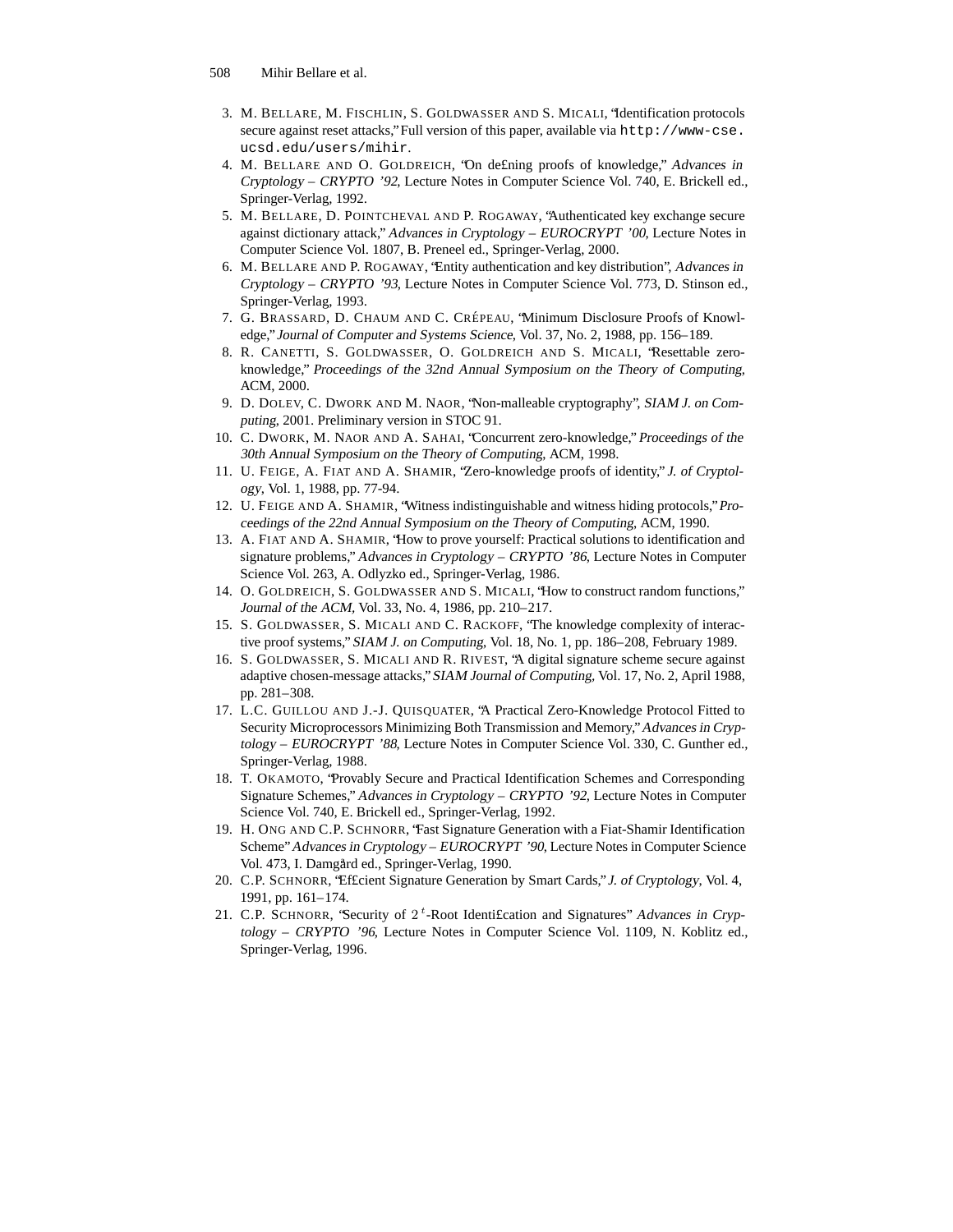3. M. Bellare, M. Fischlin, S. Goldwasser and S. Micali, "Identification protocols secure against reset attacks," Full version of this paper, available via `http://www-cse.ucsd.edu/users/mihir`.
4. M. Bellare and O. Goldreich, "On de£ning proofs of knowledge," *Advances in Cryptology – CRYPTO '92*, Lecture Notes in Computer Science Vol. 740, E. Brickell ed., Springer-Verlag, 1992.
5. M. Bellare, D. Pointcheval and P. Rogaway, "Authenticated key exchange secure against dictionary attack," *Advances in Cryptology – EUROCRYPT '00*, Lecture Notes in Computer Science Vol. 1807, B. Preneel ed., Springer-Verlag, 2000.
6. M. Bellare and P. Rogaway, "Entity authentication and key distribution", *Advances in Cryptology – CRYPTO '93*, Lecture Notes in Computer Science Vol. 773, D. Stinson ed., Springer-Verlag, 1993.
7. G. Brassard, D. Chaum and C. Crépeau, "Minimum Disclosure Proofs of Knowledge," *Journal of Computer and Systems Science*, Vol. 37, No. 2, 1988, pp. 156–189.
8. R. Canetti, S. Goldwasser, O. Goldreich and S. Micali, "Resettable zero-knowledge," *Proceedings of the 32nd Annual Symposium on the Theory of Computing*, ACM, 2000.
9. D. Dolev, C. Dwork and M. Naor, "Non-malleable cryptography", *SIAM J. on Computing*, 2001. Preliminary version in STOC 91.
10. C. Dwork, M. Naor and A. Sahai, "Concurrent zero-knowledge," *Proceedings of the 30th Annual Symposium on the Theory of Computing*, ACM, 1998.
11. U. Feige, A. Fiat and A. Shamir, "Zero-knowledge proofs of identity," *J. of Cryptology*, Vol. 1, 1988, pp. 77-94.
12. U. Feige and A. Shamir, "Witness indistinguishable and witness hiding protocols," *Proceedings of the 22nd Annual Symposium on the Theory of Computing*, ACM, 1990.
13. A. Fiat and A. Shamir, "How to prove yourself: Practical solutions to identification and signature problems," *Advances in Cryptology – CRYPTO '86*, Lecture Notes in Computer Science Vol. 263, A. Odlyzko ed., Springer-Verlag, 1986.
14. O. Goldreich, S. Goldwasser and S. Micali, "How to construct random functions," *Journal of the ACM*, Vol. 33, No. 4, 1986, pp. 210–217.
15. S. Goldwasser, S. Micali and C. Rackoff, "The knowledge complexity of interactive proof systems," *SIAM J. on Computing*, Vol. 18, No. 1, pp. 186–208, February 1989.
16. S. Goldwasser, S. Micali and R. Rivest, "A digital signature scheme secure against adaptive chosen-message attacks," *SIAM Journal of Computing*, Vol. 17, No. 2, April 1988, pp. 281–308.
17. L.C. Guillou and J.-J. Quisquater, "A Practical Zero-Knowledge Protocol Fitted to Security Microprocessors Minimizing Both Transmission and Memory," *Advances in Cryptology – EUROCRYPT '88*, Lecture Notes in Computer Science Vol. 330, C. Gunther ed., Springer-Verlag, 1988.
18. T. Okamoto, "Provably Secure and Practical Identification Schemes and Corresponding Signature Schemes," *Advances in Cryptology – CRYPTO '92*, Lecture Notes in Computer Science Vol. 740, E. Brickell ed., Springer-Verlag, 1992.
19. H. Ong and C.P. Schnorr, "Fast Signature Generation with a Fiat-Shamir Identification Scheme" *Advances in Cryptology – EUROCRYPT '90*, Lecture Notes in Computer Science Vol. 473, I. Damgård ed., Springer-Verlag, 1990.
20. C.P. Schnorr, "Ef£cient Signature Generation by Smart Cards," *J. of Cryptology*, Vol. 4, 1991, pp. 161–174.
21. C.P. Schnorr, "Security of $2^t$-Root Identi£cation and Signatures" *Advances in Cryptology – CRYPTO '96*, Lecture Notes in Computer Science Vol. 1109, N. Koblitz ed., Springer-Verlag, 1996.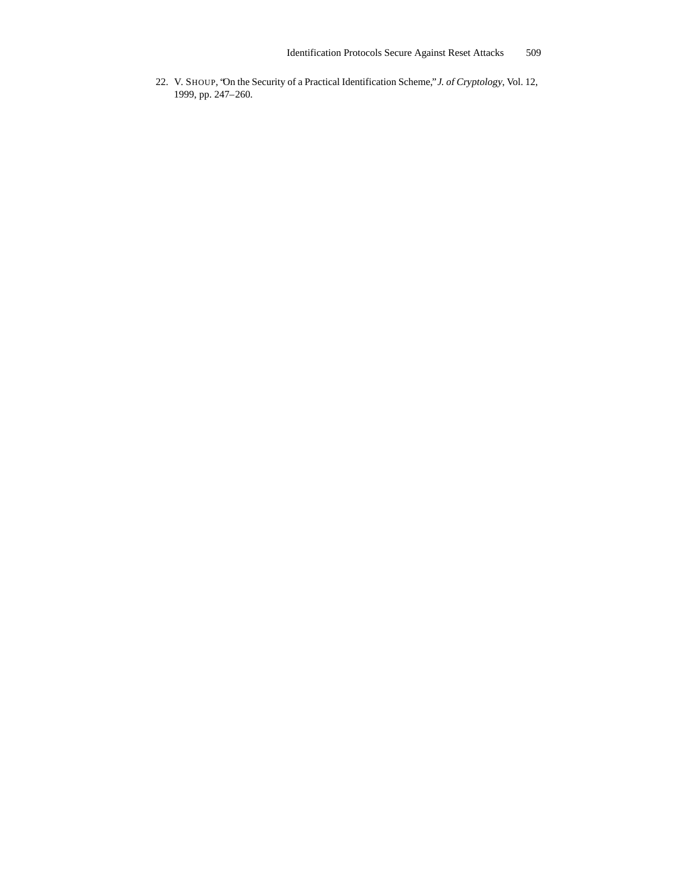22. V. SHOUP, "On the Security of a Practical Identification Scheme," *J. of Cryptology*, Vol. 12, 1999, pp. 247–260.